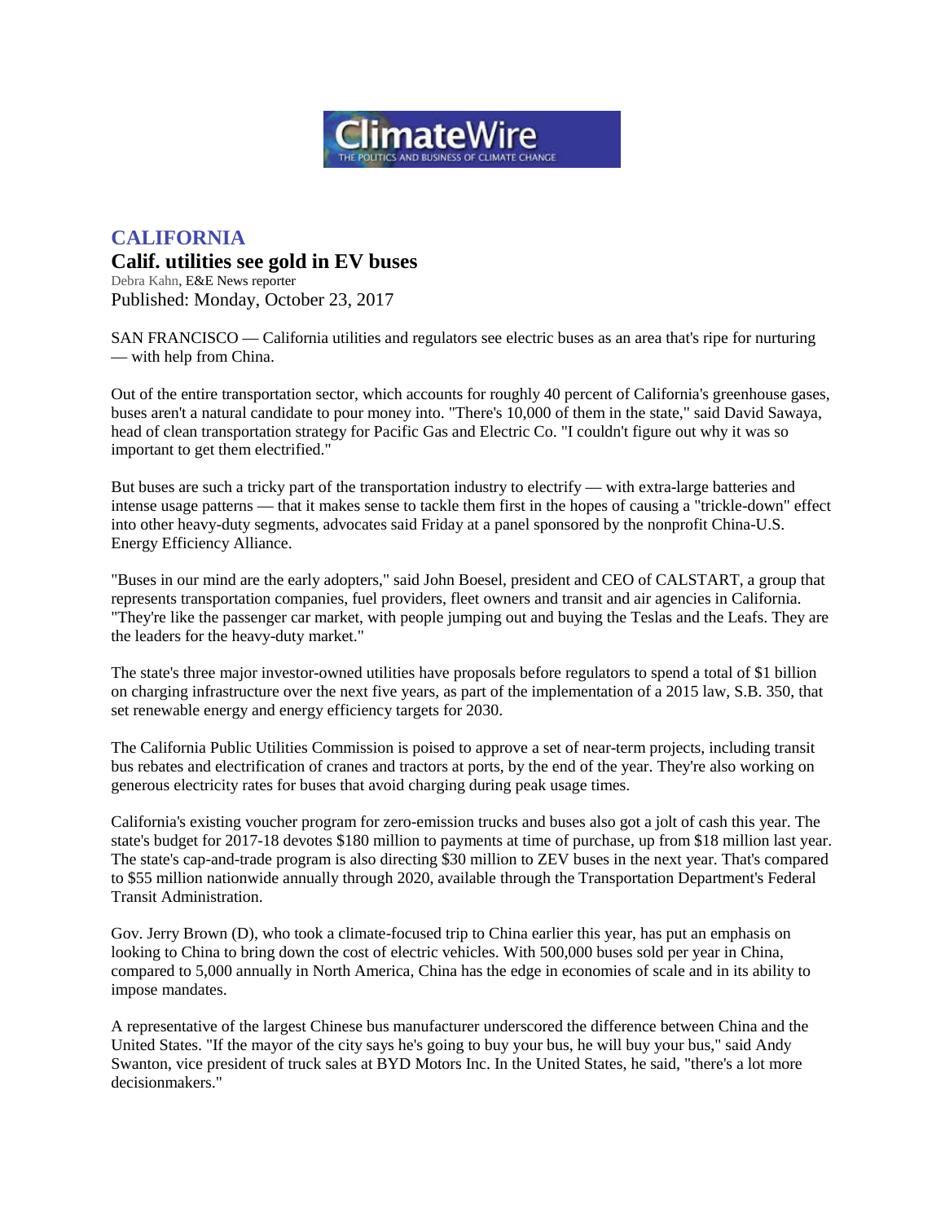ClimateWire

THE POLITICS AND BUSINESS OF CLIMATE CHANGE

## CALIFORNIA

# Calif. utilities see gold in EV buses

Debra Kahn, E&E News reporter

Published: Monday, October 23, 2017

SAN FRANCISCO — California utilities and regulators see electric buses as an area that's ripe for nurturing — with help from China.

Out of the entire transportation sector, which accounts for roughly 40 percent of California's greenhouse gases, buses aren't a natural candidate to pour money into. "There's 10,000 of them in the state," said David Sawaya, head of clean transportation strategy for Pacific Gas and Electric Co. "I couldn't figure out why it was so important to get them electrified."

But buses are such a tricky part of the transportation industry to electrify — with extra-large batteries and intense usage patterns — that it makes sense to tackle them first in the hopes of causing a "trickle-down" effect into other heavy-duty segments, advocates said Friday at a panel sponsored by the nonprofit China-U.S. Energy Efficiency Alliance.

"Buses in our mind are the early adopters," said John Boesel, president and CEO of CALSTART, a group that represents transportation companies, fuel providers, fleet owners and transit and air agencies in California. "They're like the passenger car market, with people jumping out and buying the Teslas and the Leafs. They are the leaders for the heavy-duty market."

The state's three major investor-owned utilities have proposals before regulators to spend a total of $1 billion on charging infrastructure over the next five years, as part of the implementation of a 2015 law, S.B. 350, that set renewable energy and energy efficiency targets for 2030.

The California Public Utilities Commission is poised to approve a set of near-term projects, including transit bus rebates and electrification of cranes and tractors at ports, by the end of the year. They're also working on generous electricity rates for buses that avoid charging during peak usage times.

California's existing voucher program for zero-emission trucks and buses also got a jolt of cash this year. The state's budget for 2017-18 devotes $180 million to payments at time of purchase, up from $18 million last year. The state's cap-and-trade program is also directing $30 million to ZEV buses in the next year. That's compared to $55 million nationwide annually through 2020, available through the Transportation Department's Federal Transit Administration.

Gov. Jerry Brown (D), who took a climate-focused trip to China earlier this year, has put an emphasis on looking to China to bring down the cost of electric vehicles. With 500,000 buses sold per year in China, compared to 5,000 annually in North America, China has the edge in economies of scale and in its ability to impose mandates.

A representative of the largest Chinese bus manufacturer underscored the difference between China and the United States. "If the mayor of the city says he's going to buy your bus, he will buy your bus," said Andy Swanton, vice president of truck sales at BYD Motors Inc. In the United States, he said, "there's a lot more decisionmakers."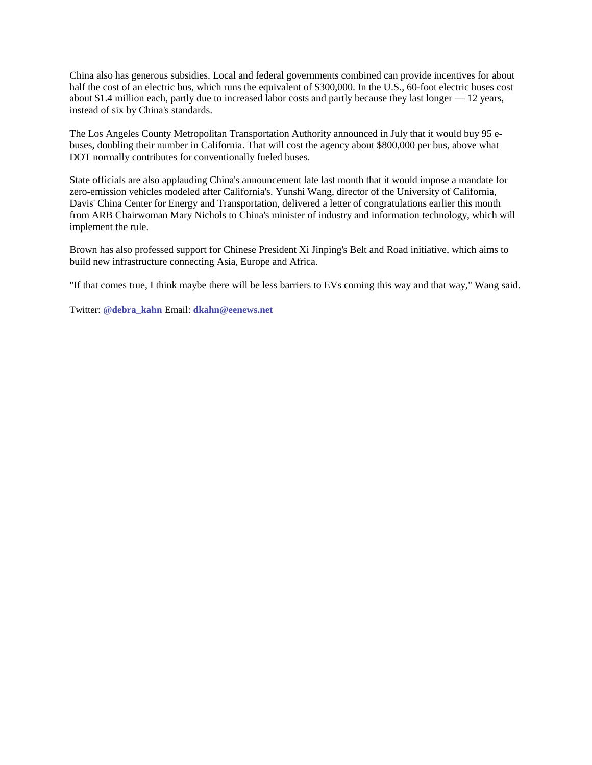China also has generous subsidies. Local and federal governments combined can provide incentives for about half the cost of an electric bus, which runs the equivalent of $300,000. In the U.S., 60-foot electric buses cost about $1.4 million each, partly due to increased labor costs and partly because they last longer — 12 years, instead of six by China's standards.

The Los Angeles County Metropolitan Transportation Authority announced in July that it would buy 95 e-buses, doubling their number in California. That will cost the agency about $800,000 per bus, above what DOT normally contributes for conventionally fueled buses.

State officials are also applauding China's announcement late last month that it would impose a mandate for zero-emission vehicles modeled after California's. Yunshi Wang, director of the University of California, Davis' China Center for Energy and Transportation, delivered a letter of congratulations earlier this month from ARB Chairwoman Mary Nichols to China's minister of industry and information technology, which will implement the rule.

Brown has also professed support for Chinese President Xi Jinping's Belt and Road initiative, which aims to build new infrastructure connecting Asia, Europe and Africa.

"If that comes true, I think maybe there will be less barriers to EVs coming this way and that way," Wang said.

Twitter: **@debra_kahn** Email: **dkahn@eenews.net**